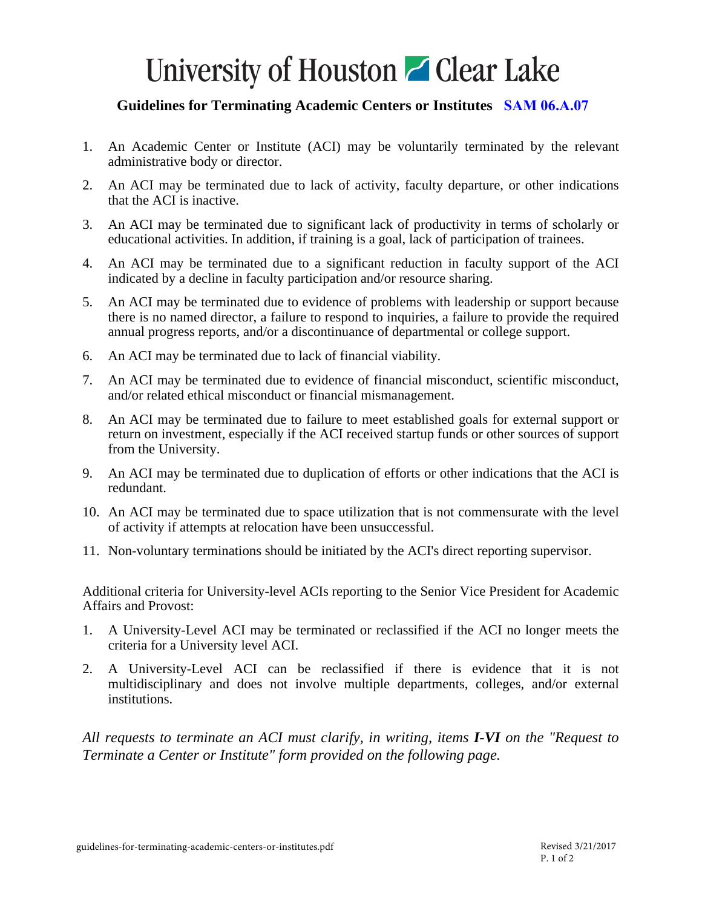# University of Houston Clear Lake

## Guidelines for Terminating Academic Centers or Institutes SAM 06.A.07

1. An Academic Center or Institute (ACI) may be voluntarily terminated by the relevant administrative body or director.
2. An ACI may be terminated due to lack of activity, faculty departure, or other indications that the ACI is inactive.
3. An ACI may be terminated due to significant lack of productivity in terms of scholarly or educational activities. In addition, if training is a goal, lack of participation of trainees.
4. An ACI may be terminated due to a significant reduction in faculty support of the ACI indicated by a decline in faculty participation and/or resource sharing.
5. An ACI may be terminated due to evidence of problems with leadership or support because there is no named director, a failure to respond to inquiries, a failure to provide the required annual progress reports, and/or a discontinuance of departmental or college support.
6. An ACI may be terminated due to lack of financial viability.
7. An ACI may be terminated due to evidence of financial misconduct, scientific misconduct, and/or related ethical misconduct or financial mismanagement.
8. An ACI may be terminated due to failure to meet established goals for external support or return on investment, especially if the ACI received startup funds or other sources of support from the University.
9. An ACI may be terminated due to duplication of efforts or other indications that the ACI is redundant.
10. An ACI may be terminated due to space utilization that is not commensurate with the level of activity if attempts at relocation have been unsuccessful.
11. Non-voluntary terminations should be initiated by the ACI's direct reporting supervisor.

Additional criteria for University-level ACIs reporting to the Senior Vice President for Academic Affairs and Provost:

1. A University-Level ACI may be terminated or reclassified if the ACI no longer meets the criteria for a University level ACI.
2. A University-Level ACI can be reclassified if there is evidence that it is not multidisciplinary and does not involve multiple departments, colleges, and/or external institutions.

*All requests to terminate an ACI must clarify, in writing, items **I-VI** on the "Request to Terminate a Center or Institute" form provided on the following page.*

guidelines-for-terminating-academic-centers-or-institutes.pdf

Revised 3/21/2017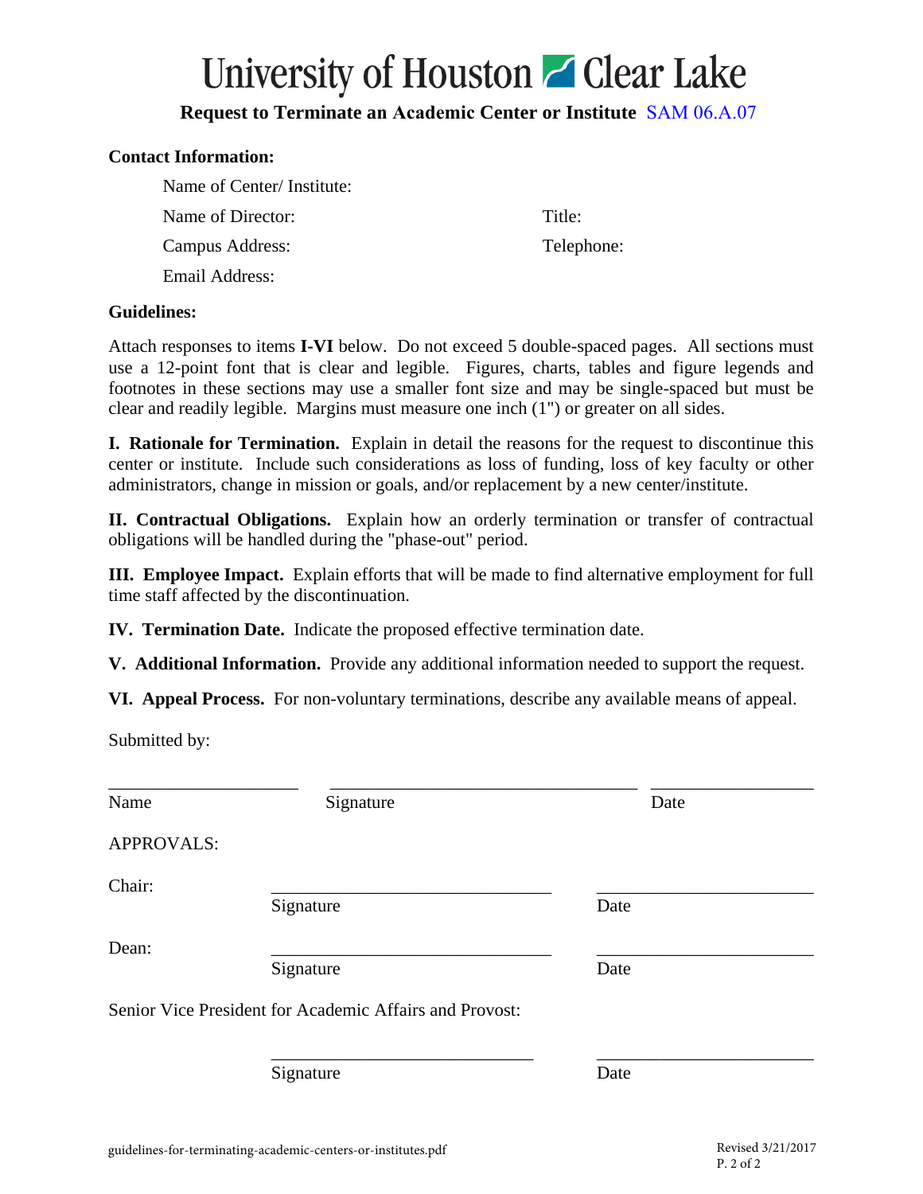# University of Houston Clear Lake

## Request to Terminate an Academic Center or Institute SAM 06.A.07

**Contact Information:**

Name of Center/ Institute:

Name of Director: Title:

Campus Address: Telephone:

Email Address:

**Guidelines:**

Attach responses to items **I-VI** below. Do not exceed 5 double-spaced pages. All sections must use a 12-point font that is clear and legible. Figures, charts, tables and figure legends and footnotes in these sections may use a smaller font size and may be single-spaced but must be clear and readily legible. Margins must measure one inch (1") or greater on all sides.

**I. Rationale for Termination.** Explain in detail the reasons for the request to discontinue this center or institute. Include such considerations as loss of funding, loss of key faculty or other administrators, change in mission or goals, and/or replacement by a new center/institute.

**II. Contractual Obligations.** Explain how an orderly termination or transfer of contractual obligations will be handled during the "phase-out" period.

**III. Employee Impact.** Explain efforts that will be made to find alternative employment for full time staff affected by the discontinuation.

**IV. Termination Date.** Indicate the proposed effective termination date.

**V. Additional Information.** Provide any additional information needed to support the request.

**VI. Appeal Process.** For non-voluntary terminations, describe any available means of appeal.

Submitted by:

| | | |
|---|---|---|
| ____________________ | ______________________________ | ______________ |
| Name | Signature | Date |

APPROVALS:

Chair: ______________________________ Signature ____________________ Date

Dean: ______________________________ Signature ____________________ Date

Senior Vice President for Academic Affairs and Provost:

______________________________ Signature ____________________ Date

guidelines-for-terminating-academic-centers-or-institutes.pdf

Revised 3/21/2017